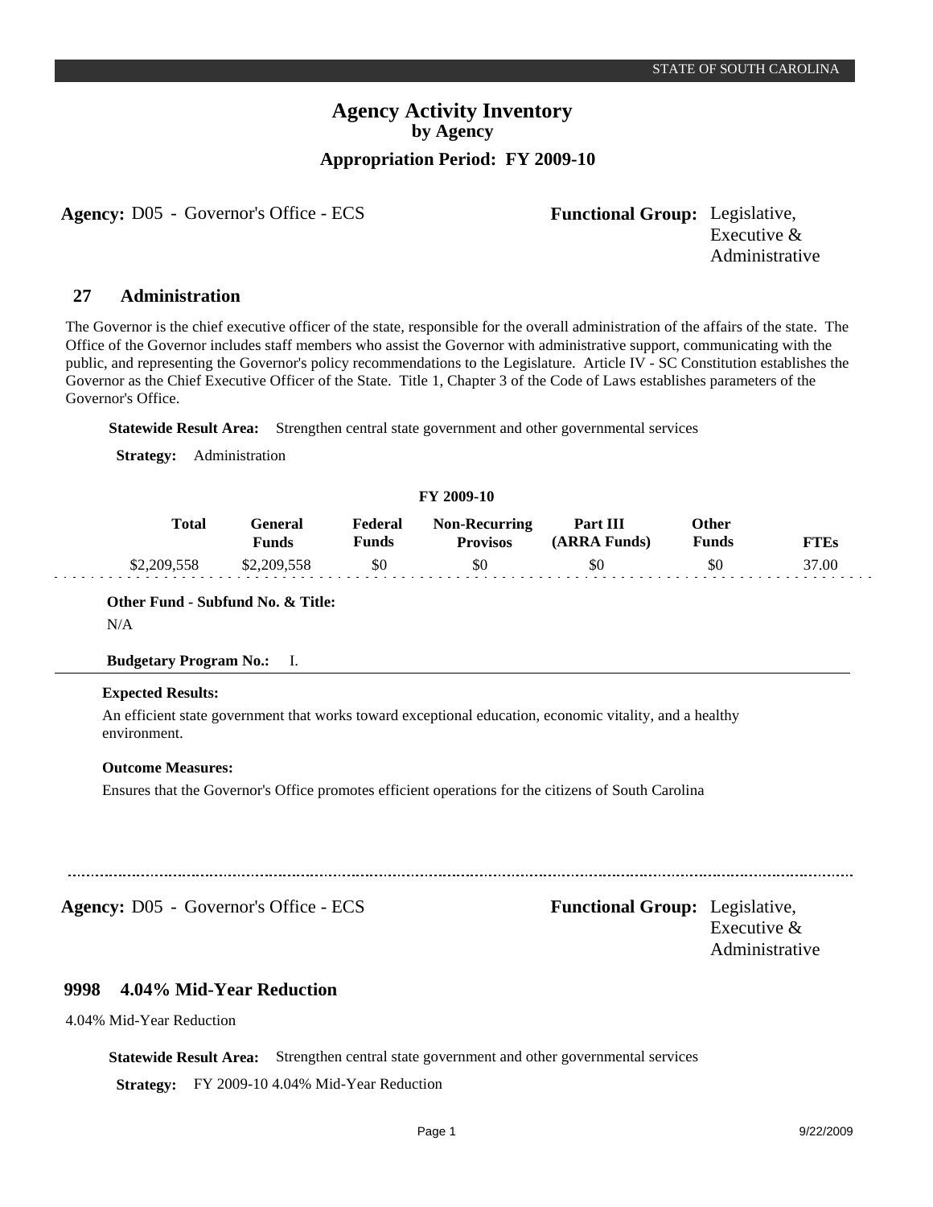# Agency Activity Inventory

**by Agency**

**Appropriation Period: FY 2009-10**

**Agency:** D05 - Governor's Office - ECS

**Functional Group:** Legislative, Executive & Administrative

## 27 Administration

The Governor is the chief executive officer of the state, responsible for the overall administration of the affairs of the state. The Office of the Governor includes staff members who assist the Governor with administrative support, communicating with the public, and representing the Governor's policy recommendations to the Legislature. Article IV - SC Constitution establishes the Governor as the Chief Executive Officer of the State. Title 1, Chapter 3 of the Code of Laws establishes parameters of the Governor's Office.

**Statewide Result Area:** Strengthen central state government and other governmental services

**Strategy:** Administration

**FY 2009-10**

| Total | General Funds | Federal Funds | Non-Recurring Provisos | Part III (ARRA Funds) | Other Funds | FTEs |
|---|---|---|---|---|---|---|
| $2,209,558 | $2,209,558 | $0 | $0 | $0 | $0 | 37.00 |

**Other Fund - Subfund No. & Title:**

N/A

**Budgetary Program No.:** I.

**Expected Results:**

An efficient state government that works toward exceptional education, economic vitality, and a healthy environment.

**Outcome Measures:**

Ensures that the Governor's Office promotes efficient operations for the citizens of South Carolina

---

**Agency:** D05 - Governor's Office - ECS

**Functional Group:** Legislative, Executive & Administrative

## 9998 4.04% Mid-Year Reduction

4.04% Mid-Year Reduction

**Statewide Result Area:** Strengthen central state government and other governmental services

**Strategy:** FY 2009-10 4.04% Mid-Year Reduction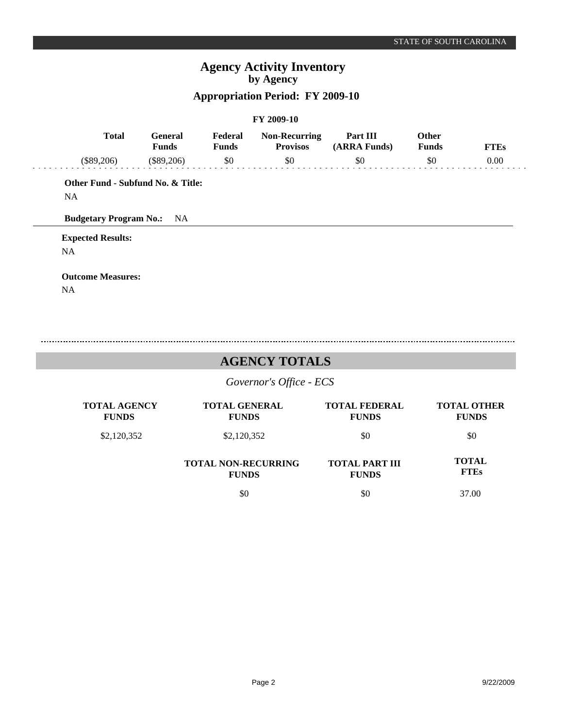# Agency Activity Inventory
## by Agency
### Appropriation Period: FY 2009-10

FY 2009-10

| Total | General Funds | Federal Funds | Non-Recurring Provisos | Part III (ARRA Funds) | Other Funds | FTEs |
|---|---|---|---|---|---|---|
| ($89,206) | ($89,206) | $0 | $0 | $0 | $0 | 0.00 |

**Other Fund - Subfund No. & Title:**

NA

**Budgetary Program No.:** NA

**Expected Results:**

NA

**Outcome Measures:**

NA

## AGENCY TOTALS

*Governor's Office - ECS*

| TOTAL AGENCY FUNDS | TOTAL GENERAL FUNDS | TOTAL FEDERAL FUNDS | TOTAL OTHER FUNDS |
|---|---|---|---|
| $2,120,352 | $2,120,352 | $0 | $0 |

| TOTAL NON-RECURRING FUNDS | TOTAL PART III FUNDS | TOTAL FTEs |
|---|---|---|
| $0 | $0 | 37.00 |